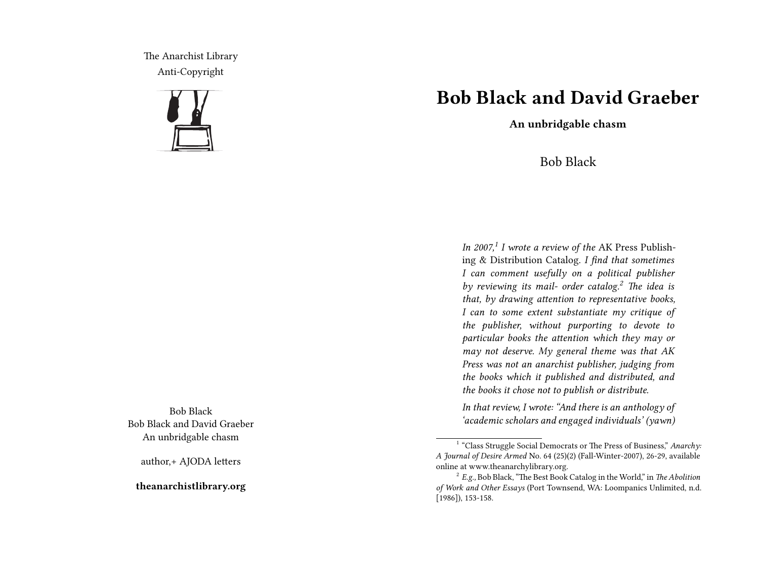The Anarchist Library
Anti-Copyright

Bob Black
Bob Black and David Graeber
An unbridgable chasm

author,+ AJODA letters

**theanarchistlibrary.org**

# Bob Black and David Graeber

**An unbridgable chasm**

Bob Black

*In 2007,*[1] *I wrote a review of the* AK Press Publishing & Distribution Catalog. *I find that sometimes I can comment usefully on a political publisher by reviewing its mail- order catalog.*[2] *The idea is that, by drawing attention to representative books, I can to some extent substantiate my critique of the publisher, without purporting to devote to particular books the attention which they may or may not deserve. My general theme was that AK Press was not an anarchist publisher, judging from the books which it published and distributed, and the books it chose not to publish or distribute.*

*In that review, I wrote: "And there is an anthology of 'academic scholars and engaged individuals' (yawn)*

[1] "Class Struggle Social Democrats or The Press of Business," *Anarchy: A Journal of Desire Armed* No. 64 (25)(2) (Fall-Winter-2007), 26-29, available online at www.theanarchylibrary.org.

[2] *E.g.,* Bob Black, "The Best Book Catalog in the World," in *The Abolition of Work and Other Essays* (Port Townsend, WA: Loompanics Unlimited, n.d. [1986]), 153-158.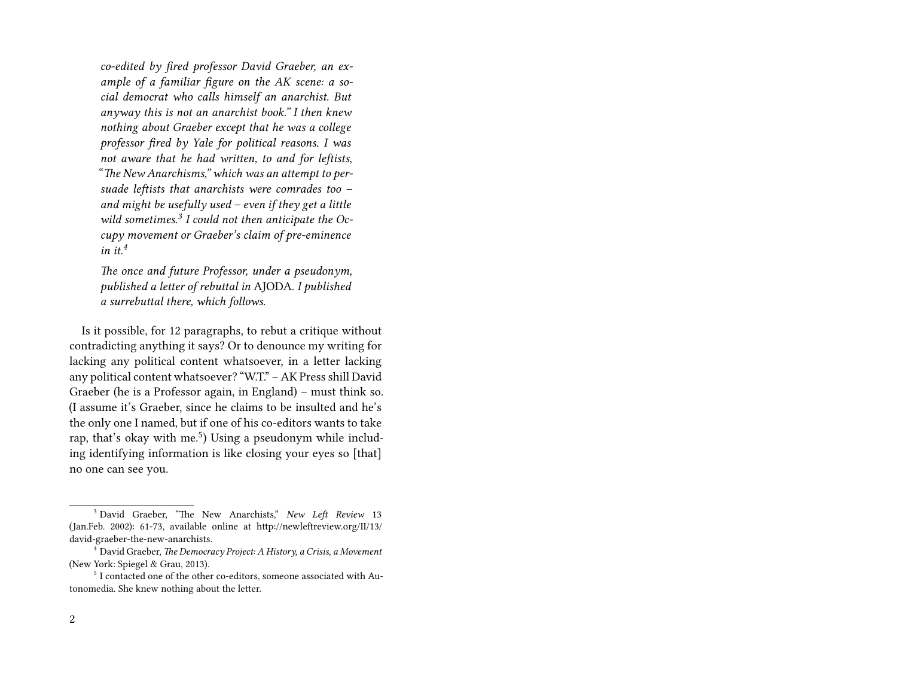*co-edited by fired professor David Graeber, an example of a familiar figure on the AK scene: a social democrat who calls himself an anarchist. But anyway this is not an anarchist book." I then knew nothing about Graeber except that he was a college professor fired by Yale for political reasons. I was not aware that he had written, to and for leftists, "The New Anarchisms," which was an attempt to persuade leftists that anarchists were comrades too – and might be usefully used – even if they get a little wild sometimes.*[3] *I could not then anticipate the Occupy movement or Graeber's claim of pre-eminence in it.*[4]

*The once and future Professor, under a pseudonym, published a letter of rebuttal in* AJODA. *I published a surrebuttal there, which follows.*

Is it possible, for 12 paragraphs, to rebut a critique without contradicting anything it says? Or to denounce my writing for lacking any political content whatsoever, in a letter lacking any political content whatsoever? "W.T." – AK Press shill David Graeber (he is a Professor again, in England) – must think so. (I assume it's Graeber, since he claims to be insulted and he's the only one I named, but if one of his co-editors wants to take rap, that's okay with me.[5]) Using a pseudonym while including identifying information is like closing your eyes so [that] no one can see you.

---

[3] David Graeber, "The New Anarchists," *New Left Review* 13 (Jan.Feb. 2002): 61-73, available online at http://newleftreview.org/II/13/david-graeber-the-new-anarchists.

[4] David Graeber, *The Democracy Project: A History, a Crisis, a Movement* (New York: Spiegel & Grau, 2013).

[5] I contacted one of the other co-editors, someone associated with Autonomedia. She knew nothing about the letter.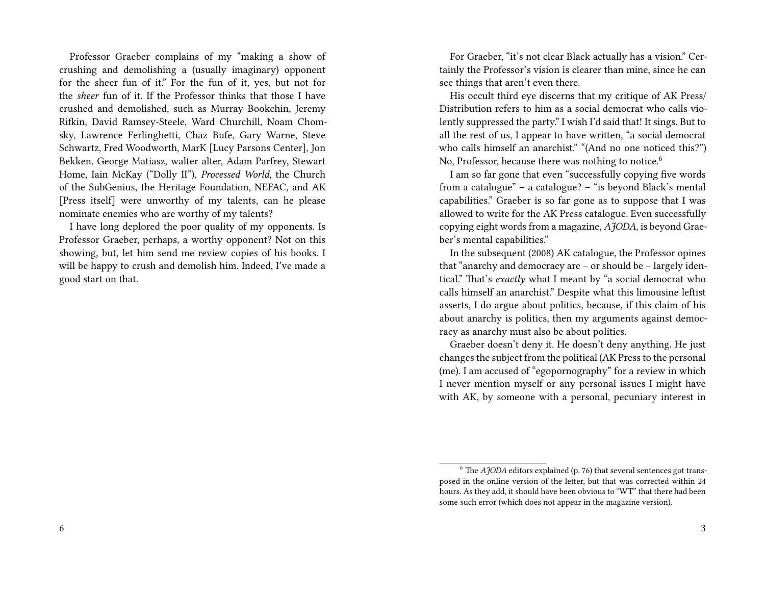Professor Graeber complains of my "making a show of crushing and demolishing a (usually imaginary) opponent for the sheer fun of it." For the fun of it, yes, but not for the *sheer* fun of it. If the Professor thinks that those I have crushed and demolished, such as Murray Bookchin, Jeremy Rifkin, David Ramsey-Steele, Ward Churchill, Noam Chomsky, Lawrence Ferlinghetti, Chaz Bufe, Gary Warne, Steve Schwartz, Fred Woodworth, MarK [Lucy Parsons Center], Jon Bekken, George Matiasz, walter alter, Adam Parfrey, Stewart Home, Iain McKay ("Dolly II"), *Processed World*, the Church of the SubGenius, the Heritage Foundation, NEFAC, and AK [Press itself] were unworthy of my talents, can he please nominate enemies who are worthy of my talents?

I have long deplored the poor quality of my opponents. Is Professor Graeber, perhaps, a worthy opponent? Not on this showing, but, let him send me review copies of his books. I will be happy to crush and demolish him. Indeed, I've made a good start on that.

For Graeber, "it's not clear Black actually has a vision." Certainly the Professor's vision is clearer than mine, since he can see things that aren't even there.

His occult third eye discerns that my critique of AK Press/Distribution refers to him as a social democrat who calls violently suppressed the party." I wish I'd said that! It sings. But to all the rest of us, I appear to have written, "a social democrat who calls himself an anarchist." "(And no one noticed this?") No, Professor, because there was nothing to notice.[6]

I am so far gone that even "successfully copying five words from a catalogue" – a catalogue? – "is beyond Black's mental capabilities." Graeber is so far gone as to suppose that I was allowed to write for the AK Press catalogue. Even successfully copying eight words from a magazine, *AJODA*, is beyond Graeber's mental capabilities."

In the subsequent (2008) AK catalogue, the Professor opines that "anarchy and democracy are – or should be – largely identical." That's *exactly* what I meant by "a social democrat who calls himself an anarchist." Despite what this limousine leftist asserts, I do argue about politics, because, if this claim of his about anarchy is politics, then my arguments against democracy as anarchy must also be about politics.

Graeber doesn't deny it. He doesn't deny anything. He just changes the subject from the political (AK Press to the personal (me). I am accused of "egopornography" for a review in which I never mention myself or any personal issues I might have with AK, by someone with a personal, pecuniary interest in

[6] The *AJODA* editors explained (p. 76) that several sentences got transposed in the online version of the letter, but that was corrected within 24 hours. As they add, it should have been obvious to "WT" that there had been some such error (which does not appear in the magazine version).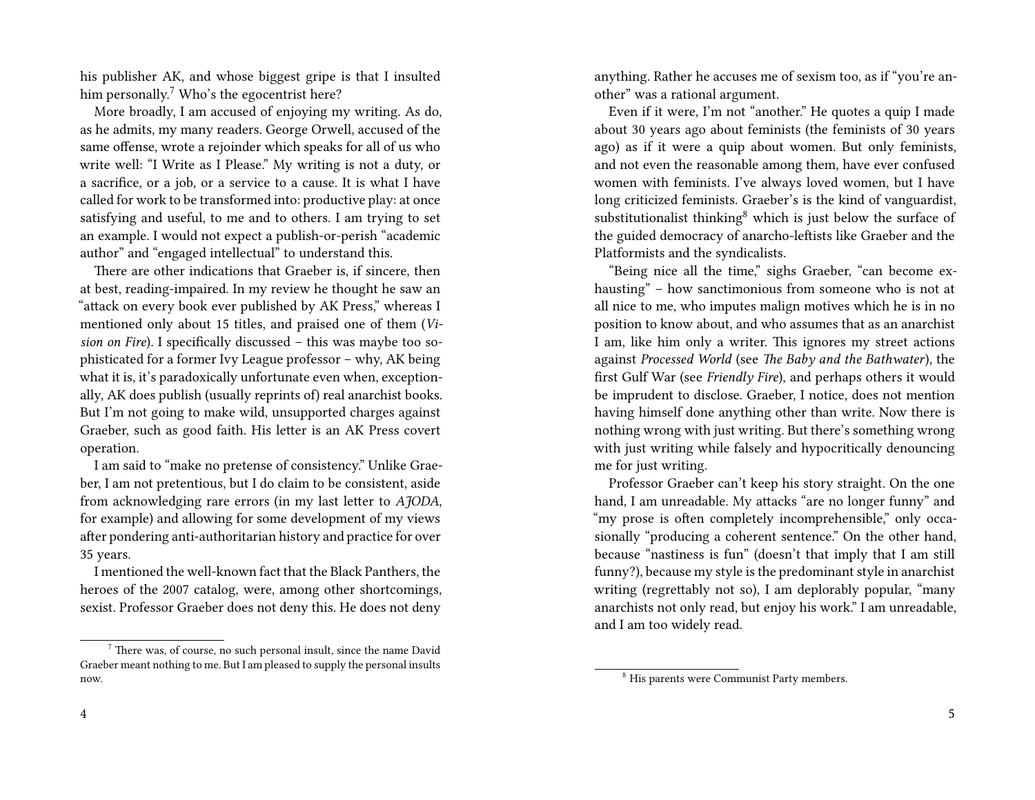his publisher AK, and whose biggest gripe is that I insulted him personally.[7] Who's the egocentrist here?

More broadly, I am accused of enjoying my writing. As do, as he admits, my many readers. George Orwell, accused of the same offense, wrote a rejoinder which speaks for all of us who write well: "I Write as I Please." My writing is not a duty, or a sacrifice, or a job, or a service to a cause. It is what I have called for work to be transformed into: productive play: at once satisfying and useful, to me and to others. I am trying to set an example. I would not expect a publish-or-perish "academic author" and "engaged intellectual" to understand this.

There are other indications that Graeber is, if sincere, then at best, reading-impaired. In my review he thought he saw an "attack on every book ever published by AK Press," whereas I mentioned only about 15 titles, and praised one of them (*Vision on Fire*). I specifically discussed – this was maybe too sophisticated for a former Ivy League professor – why, AK being what it is, it's paradoxically unfortunate even when, exceptionally, AK does publish (usually reprints of) real anarchist books. But I'm not going to make wild, unsupported charges against Graeber, such as good faith. His letter is an AK Press covert operation.

I am said to "make no pretense of consistency." Unlike Graeber, I am not pretentious, but I do claim to be consistent, aside from acknowledging rare errors (in my last letter to *AJODA*, for example) and allowing for some development of my views after pondering anti-authoritarian history and practice for over 35 years.

I mentioned the well-known fact that the Black Panthers, the heroes of the 2007 catalog, were, among other shortcomings, sexist. Professor Graeber does not deny this. He does not deny anything. Rather he accuses me of sexism too, as if "you're another" was a rational argument.

Even if it were, I'm not "another." He quotes a quip I made about 30 years ago about feminists (the feminists of 30 years ago) as if it were a quip about women. But only feminists, and not even the reasonable among them, have ever confused women with feminists. I've always loved women, but I have long criticized feminists. Graeber's is the kind of vanguardist, substitutionalist thinking[8] which is just below the surface of the guided democracy of anarcho-leftists like Graeber and the Platformists and the syndicalists.

"Being nice all the time," sighs Graeber, "can become exhausting" – how sanctimonious from someone who is not at all nice to me, who imputes malign motives which he is in no position to know about, and who assumes that as an anarchist I am, like him only a writer. This ignores my street actions against *Processed World* (see *The Baby and the Bathwater*), the first Gulf War (see *Friendly Fire*), and perhaps others it would be imprudent to disclose. Graeber, I notice, does not mention having himself done anything other than write. Now there is nothing wrong with just writing. But there's something wrong with just writing while falsely and hypocritically denouncing me for just writing.

Professor Graeber can't keep his story straight. On the one hand, I am unreadable. My attacks "are no longer funny" and "my prose is often completely incomprehensible," only occasionally "producing a coherent sentence." On the other hand, because "nastiness is fun" (doesn't that imply that I am still funny?), because my style is the predominant style in anarchist writing (regrettably not so), I am deplorably popular, "many anarchists not only read, but enjoy his work." I am unreadable, and I am too widely read.

[7] There was, of course, no such personal insult, since the name David Graeber meant nothing to me. But I am pleased to supply the personal insults now.

[8] His parents were Communist Party members.